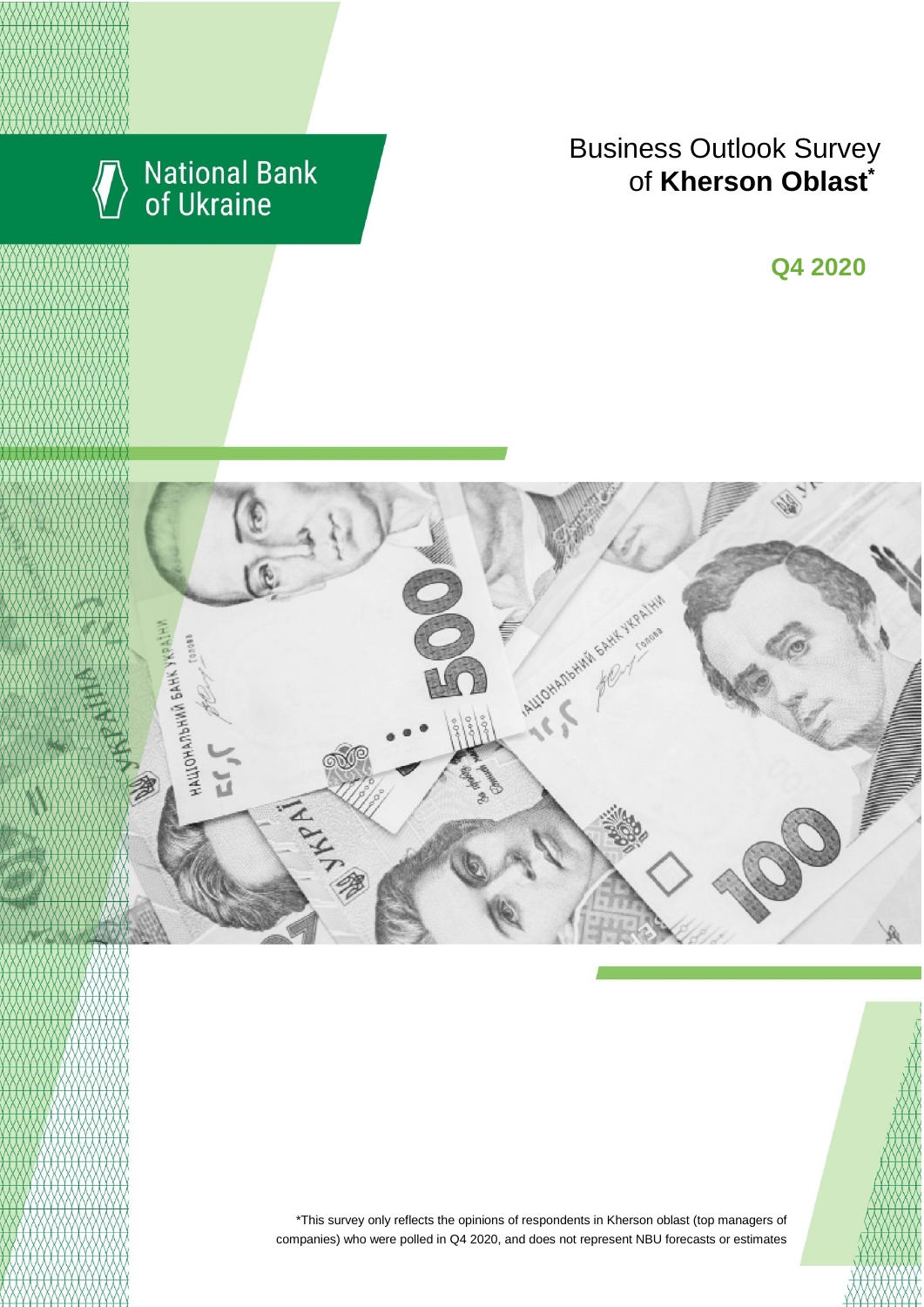National Bank of Ukraine

# Business Outlook Survey of **Kherson Oblast***

**Q4 2020**

*This survey only reflects the opinions of respondents in Kherson oblast (top managers of companies) who were polled in Q4 2020, and does not represent NBU forecasts or estimates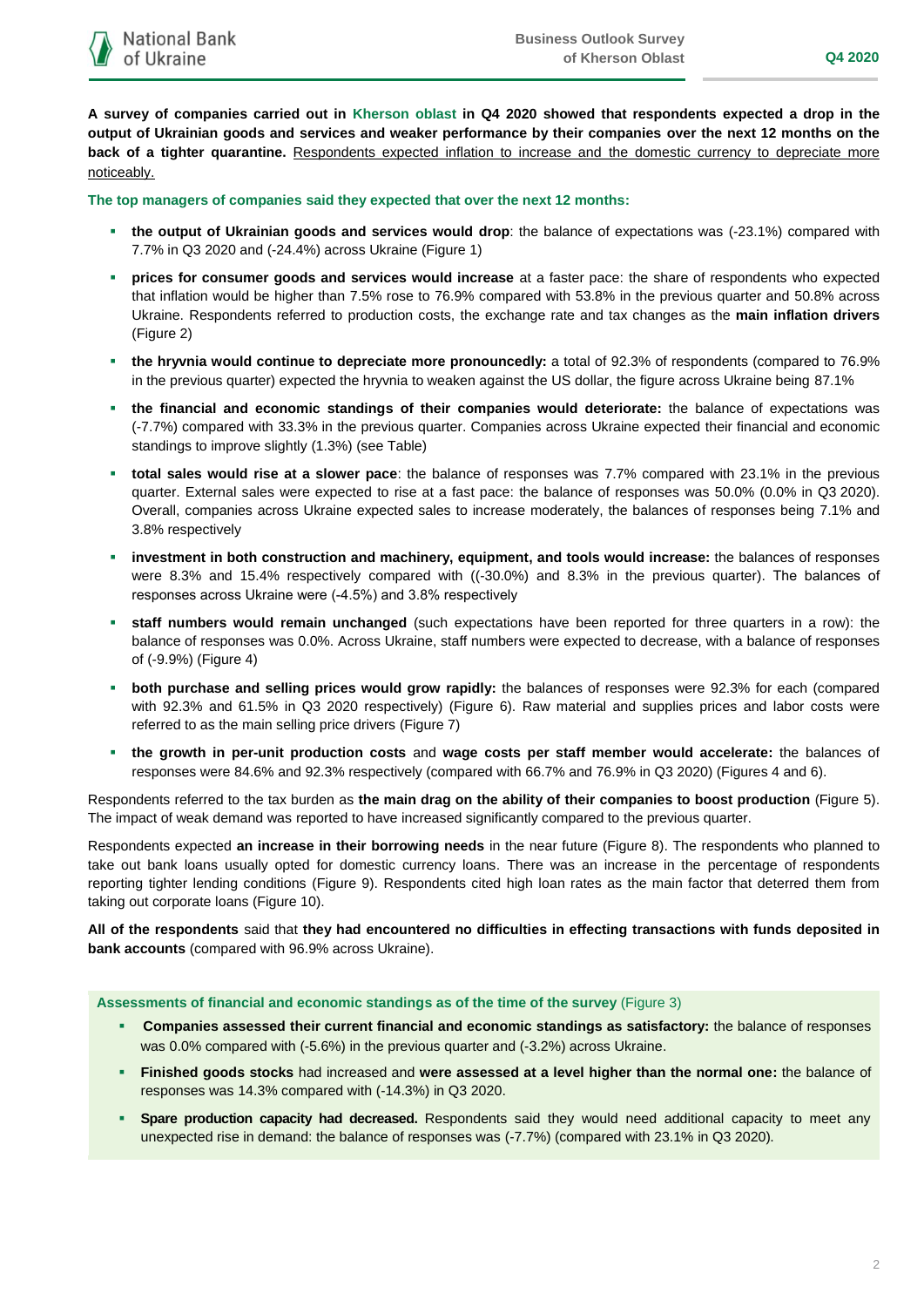**A survey of companies carried out in Kherson oblast in Q4 2020 showed that respondents expected a drop in the output of Ukrainian goods and services and weaker performance by their companies over the next 12 months on the back of a tighter quarantine.** Respondents expected inflation to increase and the domestic currency to depreciate more noticeably.

**The top managers of companies said they expected that over the next 12 months:**

- **the output of Ukrainian goods and services would drop**: the balance of expectations was (-23.1%) compared with 7.7% in Q3 2020 and (-24.4%) across Ukraine (Figure 1)
- **prices for consumer goods and services would increase** at a faster pace: the share of respondents who expected that inflation would be higher than 7.5% rose to 76.9% compared with 53.8% in the previous quarter and 50.8% across Ukraine. Respondents referred to production costs, the exchange rate and tax changes as the **main inflation drivers** (Figure 2)
- **the hryvnia would continue to depreciate more pronouncedly:** a total of 92.3% of respondents (compared to 76.9% in the previous quarter) expected the hryvnia to weaken against the US dollar, the figure across Ukraine being 87.1%
- **the financial and economic standings of their companies would deteriorate:** the balance of expectations was (-7.7%) compared with 33.3% in the previous quarter. Companies across Ukraine expected their financial and economic standings to improve slightly (1.3%) (see Table)
- **total sales would rise at a slower pace**: the balance of responses was 7.7% compared with 23.1% in the previous quarter. External sales were expected to rise at a fast pace: the balance of responses was 50.0% (0.0% in Q3 2020). Overall, companies across Ukraine expected sales to increase moderately, the balances of responses being 7.1% and 3.8% respectively
- **investment in both construction and machinery, equipment, and tools would increase:** the balances of responses were 8.3% and 15.4% respectively compared with ((-30.0%) and 8.3% in the previous quarter). The balances of responses across Ukraine were (-4.5%) and 3.8% respectively
- **staff numbers would remain unchanged** (such expectations have been reported for three quarters in a row): the balance of responses was 0.0%. Across Ukraine, staff numbers were expected to decrease, with a balance of responses of (-9.9%) (Figure 4)
- **both purchase and selling prices would grow rapidly:** the balances of responses were 92.3% for each (compared with 92.3% and 61.5% in Q3 2020 respectively) (Figure 6). Raw material and supplies prices and labor costs were referred to as the main selling price drivers (Figure 7)
- **the growth in per-unit production costs** and **wage costs per staff member would accelerate:** the balances of responses were 84.6% and 92.3% respectively (compared with 66.7% and 76.9% in Q3 2020) (Figures 4 and 6).

Respondents referred to the tax burden as **the main drag on the ability of their companies to boost production** (Figure 5). The impact of weak demand was reported to have increased significantly compared to the previous quarter.

Respondents expected **an increase in their borrowing needs** in the near future (Figure 8). The respondents who planned to take out bank loans usually opted for domestic currency loans. There was an increase in the percentage of respondents reporting tighter lending conditions (Figure 9). Respondents cited high loan rates as the main factor that deterred them from taking out corporate loans (Figure 10).

**All of the respondents** said that **they had encountered no difficulties in effecting transactions with funds deposited in bank accounts** (compared with 96.9% across Ukraine).

**Assessments of financial and economic standings as of the time of the survey** (Figure 3)

- **Companies assessed their current financial and economic standings as satisfactory:** the balance of responses was 0.0% compared with (-5.6%) in the previous quarter and (-3.2%) across Ukraine.
- **Finished goods stocks** had increased and **were assessed at a level higher than the normal one:** the balance of responses was 14.3% compared with (-14.3%) in Q3 2020.
- **Spare production capacity had decreased.** Respondents said they would need additional capacity to meet any unexpected rise in demand: the balance of responses was (-7.7%) (compared with 23.1% in Q3 2020).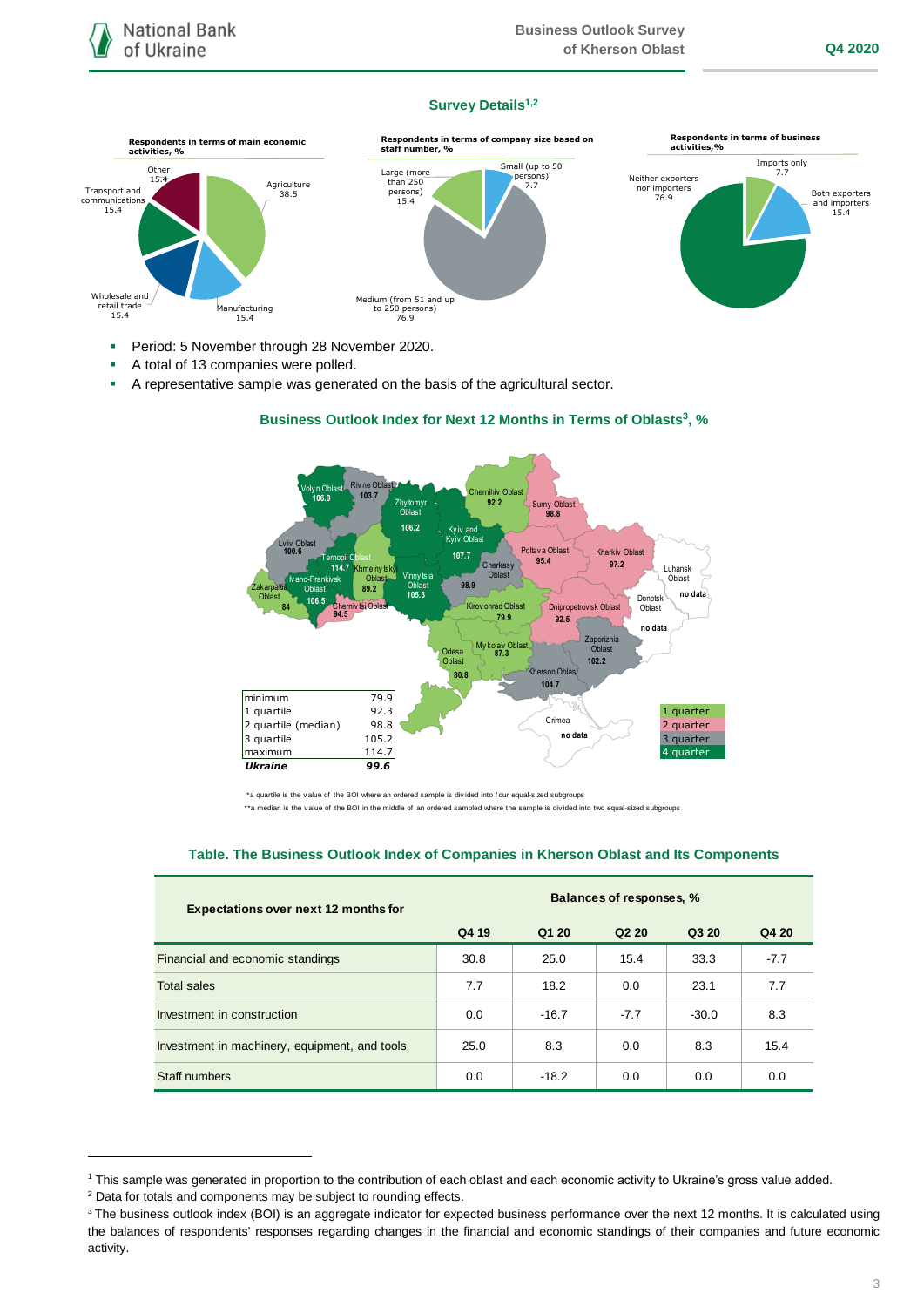## Survey Details[1,2]

**Respondents in terms of main economic activities, %**

- Agriculture 38.5
- Manufacturing 15.4
- Wholesale and retail trade 15.4
- Transport and communications 15.4
- Other 15.4

**Respondents in terms of company size based on staff number, %**

- Small (up to 50 persons) 7.7
- Medium (from 51 and up to 250 persons) 76.9
- Large (more than 250 persons) 15.4

**Respondents in terms of business activities,%**

- Imports only 7.7
- Both exporters and importers 15.4
- Neither exporters nor importers 76.9

- Period: 5 November through 28 November 2020.
- A total of 13 companies were polled.
- A representative sample was generated on the basis of the agricultural sector.

## Business Outlook Index for Next 12 Months in Terms of Oblasts[3], %

| Oblast | BOI |
|---|---|
| Volyn Oblast | 106.9 |
| Rivne Oblast | 103.7 |
| Zhytomyr Oblast | 106.2 |
| Kyiv and Kyiv Oblast | 107.7 |
| Chernihiv Oblast | 92.2 |
| Sumy Oblast | 98.8 |
| Lviv Oblast | 100.6 |
| Ternopil Oblast | 114.7 |
| Khmelnytskyi Oblast | 89.2 |
| Vinnytsia Oblast | 105.3 |
| Cherkasy Oblast | 98.9 |
| Poltava Oblast | 95.4 |
| Kharkiv Oblast | 97.2 |
| Luhansk Oblast | no data |
| Zakarpattia Oblast | 84 |
| Ivano-Frankivsk Oblast | 106.5 |
| Chernivtsi Oblast | 94.5 |
| Kirovohrad Oblast | 79.9 |
| Dnipropetrovsk Oblast | 92.5 |
| Donetsk Oblast | no data |
| Odesa Oblast | 80.8 |
| Mykolaiv Oblast | 87.3 |
| Zaporizhia Oblast | 102.2 |
| Kherson Oblast | 104.7 |
| Crimea | no data |

| | |
|---|---|
| minimum | 79.9 |
| 1 quartile | 92.3 |
| 2 quartile (median) | 98.8 |
| 3 quartile | 105.2 |
| maximum | 114.7 |
| ***Ukraine*** | ***99.6*** |

Legend: 1 quarter, 2 quarter, 3 quarter, 4 quarter

*a quartile is the value of the BOI where an ordered sample is divided into four equal-sized subgroups

**a median is the value of the BOI in the middle of an ordered sampled where the sample is divided into two equal-sized subgroups

## Table. The Business Outlook Index of Companies in Kherson Oblast and Its Components

| Expectations over next 12 months for | Balances of responses, % | | | | |
|---|---|---|---|---|---|
| | Q4 19 | Q1 20 | Q2 20 | Q3 20 | Q4 20 |
| Financial and economic standings | 30.8 | 25.0 | 15.4 | 33.3 | -7.7 |
| Total sales | 7.7 | 18.2 | 0.0 | 23.1 | 7.7 |
| Investment in construction | 0.0 | -16.7 | -7.7 | -30.0 | 8.3 |
| Investment in machinery, equipment, and tools | 25.0 | 8.3 | 0.0 | 8.3 | 15.4 |
| Staff numbers | 0.0 | -18.2 | 0.0 | 0.0 | 0.0 |

---

[1] This sample was generated in proportion to the contribution of each oblast and each economic activity to Ukraine's gross value added.

[2] Data for totals and components may be subject to rounding effects.

[3] The business outlook index (BOI) is an aggregate indicator for expected business performance over the next 12 months. It is calculated using the balances of respondents' responses regarding changes in the financial and economic standings of their companies and future economic activity.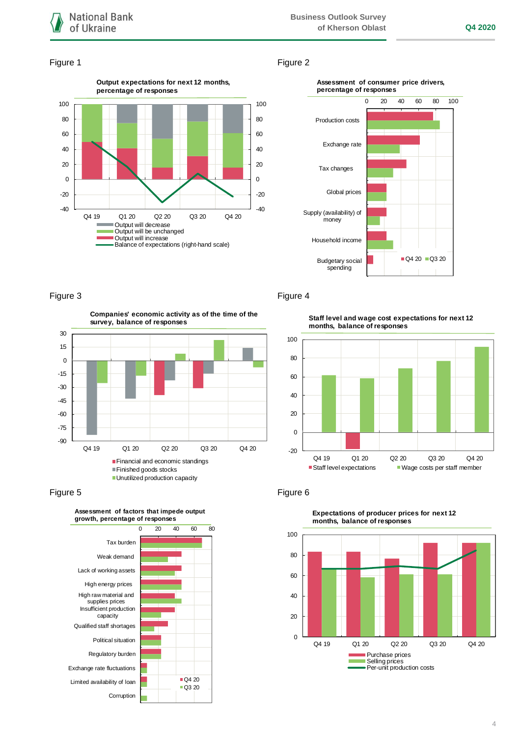Figure 1

**Output expectations for next 12 months, percentage of responses**

100 80 60 40 20 0 -20 -40

Q4 19 Q1 20 Q2 20 Q3 20 Q4 20

- Output will decrease
- Output will be unchanged
- Output will increase
- Balance of expectations (right-hand scale)

Figure 2

**Assessment of consumer price drivers, percentage of responses**

0 20 40 60 80 100

- Production costs
- Exchange rate
- Tax changes
- Global prices
- Supply (availability) of money
- Household income
- Budgetary social spending

Q4 20 Q3 20

Figure 3

**Companies' economic activity as of the time of the survey, balance of responses**

30 15 0 -15 -30 -45 -60 -75 -90

Q4 19 Q1 20 Q2 20 Q3 20 Q4 20

- Financial and economic standings
- Finished goods stocks
- Unutilized production capacity

Figure 4

**Staff level and wage cost expectations for next 12 months, balance of responses**

100 80 60 40 20 0 -20

Q4 19 Q1 20 Q2 20 Q3 20 Q4 20

- Staff level expectations
- Wage costs per staff member

Figure 5

**Assessment of factors that impede output growth, percentage of responses**

0 20 40 60 80

- Tax burden
- Weak demand
- Lack of working assets
- High energy prices
- High raw material and supplies prices
- Insufficient production capacity
- Qualified staff shortages
- Political situation
- Regulatory burden
- Exchange rate fluctuations
- Limited availability of loan
- Corruption

Q4 20 Q3 20

Figure 6

**Expectations of producer prices for next 12 months, balance of responses**

100 80 60 40 20 0

Q4 19 Q1 20 Q2 20 Q3 20 Q4 20

- Purchase prices
- Selling prices
- Per-unit production costs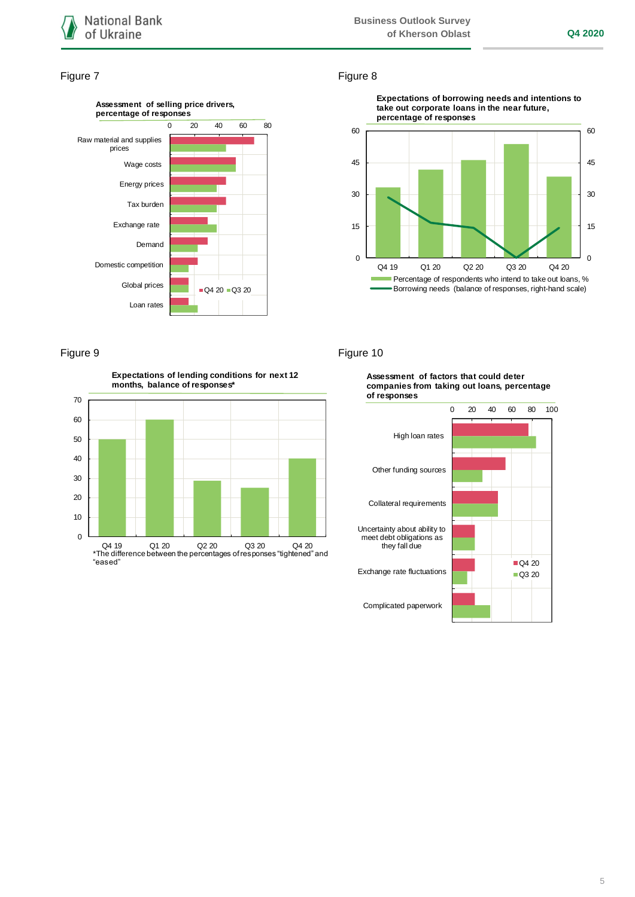Figure 7

**Assessment of selling price drivers, percentage of responses**

0 20 40 60 80

Raw material and supplies prices

Wage costs

Energy prices

Tax burden

Exchange rate

Demand

Domestic competition

Global prices

Loan rates

Q4 20 Q3 20

Figure 8

**Expectations of borrowing needs and intentions to take out corporate loans in the near future, percentage of responses**

60 45 30 15 0

Q4 19 Q1 20 Q2 20 Q3 20 Q4 20

Percentage of respondents who intend to take out loans, %

Borrowing needs (balance of responses, right-hand scale)

Figure 9

**Expectations of lending conditions for next 12 months, balance of responses***

70 60 50 40 30 20 10 0

Q4 19 Q1 20 Q2 20 Q3 20 Q4 20

*The difference between the percentages of responses “tightened” and “eased”

Figure 10

**Assessment of factors that could deter companies from taking out loans, percentage of responses**

0 20 40 60 80 100

High loan rates

Other funding sources

Collateral requirements

Uncertainty about ability to meet debt obligations as they fall due

Exchange rate fluctuations

Complicated paperwork

Q4 20

Q3 20